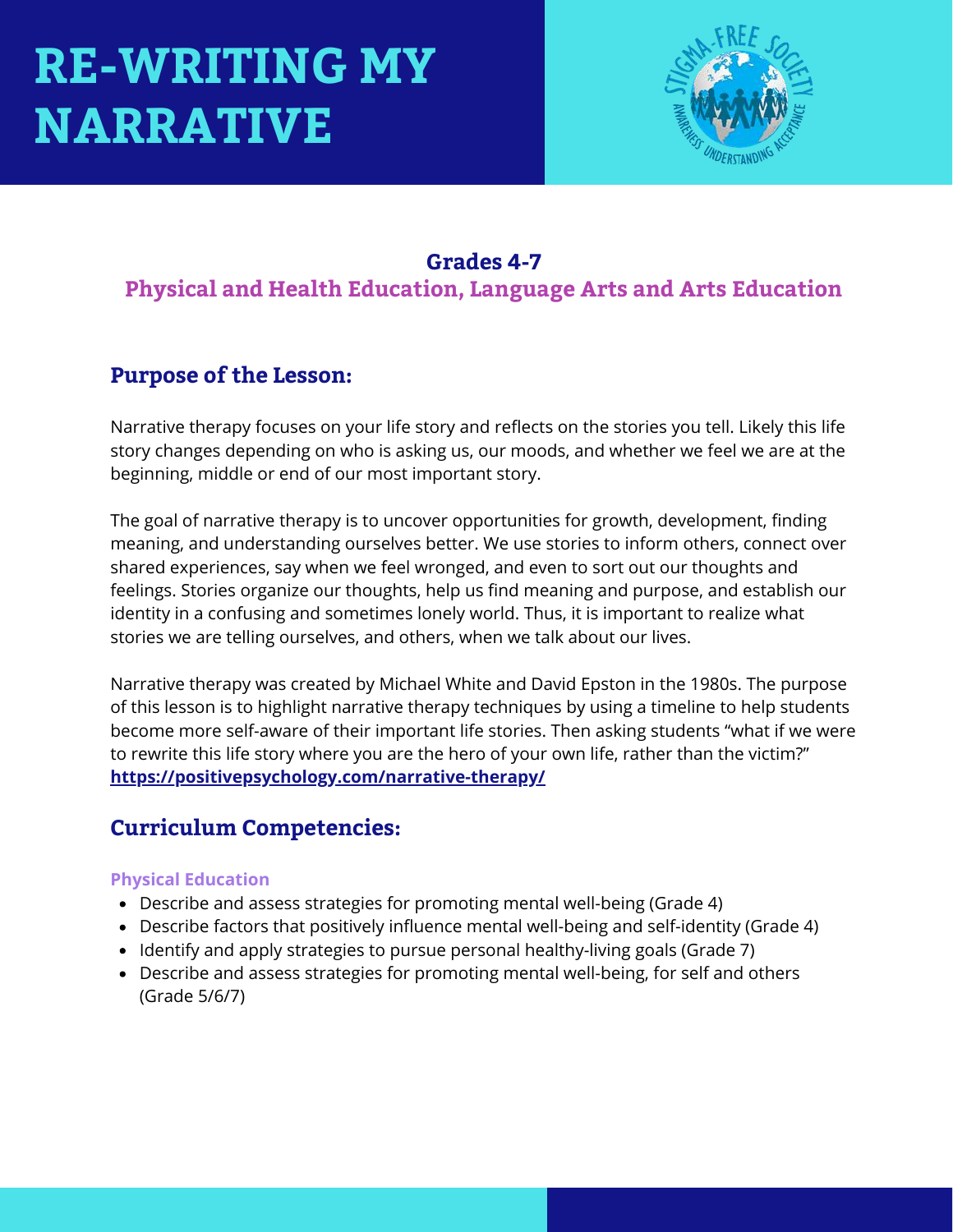# RE-WRITING MY NARRATIVE

**Grades 4-7**

**Physical and Health Education, Language Arts and Arts Education**

## Purpose of the Lesson:

Narrative therapy focuses on your life story and reflects on the stories you tell. Likely this life story changes depending on who is asking us, our moods, and whether we feel we are at the beginning, middle or end of our most important story.

The goal of narrative therapy is to uncover opportunities for growth, development, finding meaning, and understanding ourselves better. We use stories to inform others, connect over shared experiences, say when we feel wronged, and even to sort out our thoughts and feelings. Stories organize our thoughts, help us find meaning and purpose, and establish our identity in a confusing and sometimes lonely world. Thus, it is important to realize what stories we are telling ourselves, and others, when we talk about our lives.

Narrative therapy was created by Michael White and David Epston in the 1980s. The purpose of this lesson is to highlight narrative therapy techniques by using a timeline to help students become more self-aware of their important life stories. Then asking students "what if we were to rewrite this life story where you are the hero of your own life, rather than the victim?" **https://positivepsychology.com/narrative-therapy/**

## Curriculum Competencies:

### Physical Education

- Describe and assess strategies for promoting mental well-being (Grade 4)
- Describe factors that positively influence mental well-being and self-identity (Grade 4)
- Identify and apply strategies to pursue personal healthy-living goals (Grade 7)
- Describe and assess strategies for promoting mental well-being, for self and others (Grade 5/6/7)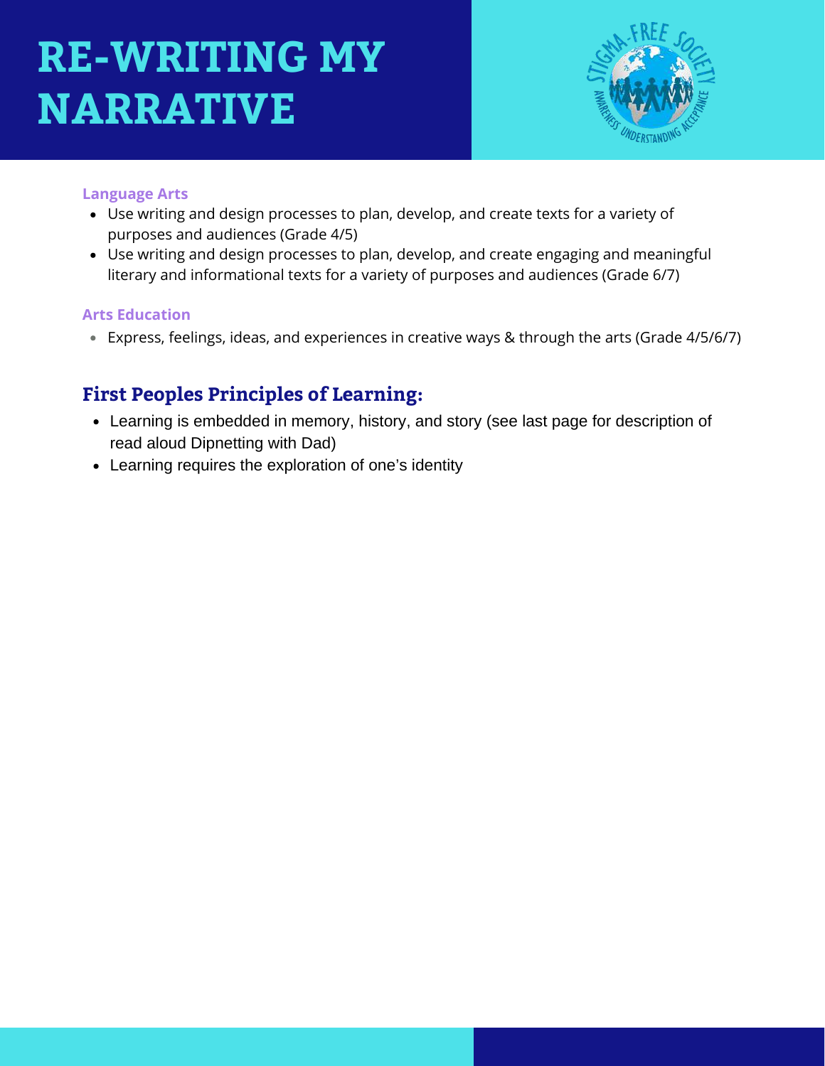# RE-WRITING MY NARRATIVE

**Language Arts**

- Use writing and design processes to plan, develop, and create texts for a variety of purposes and audiences (Grade 4/5)
- Use writing and design processes to plan, develop, and create engaging and meaningful literary and informational texts for a variety of purposes and audiences (Grade 6/7)

**Arts Education**

- Express, feelings, ideas, and experiences in creative ways & through the arts (Grade 4/5/6/7)

## First Peoples Principles of Learning:

- Learning is embedded in memory, history, and story (see last page for description of read aloud Dipnetting with Dad)
- Learning requires the exploration of one's identity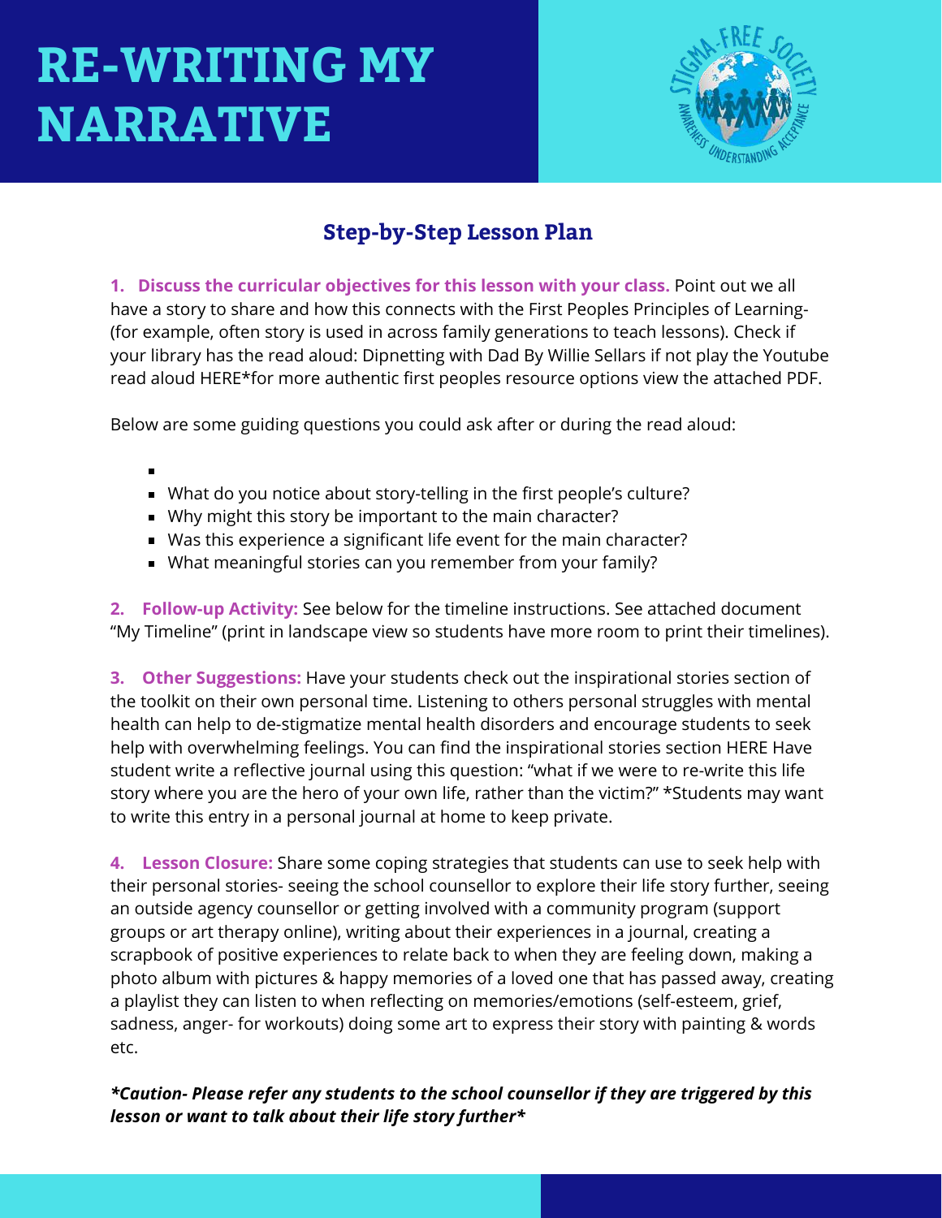# RE-WRITING MY NARRATIVE

## Step-by-Step Lesson Plan

**1. Discuss the curricular objectives for this lesson with your class.** Point out we all have a story to share and how this connects with the First Peoples Principles of Learning- (for example, often story is used in across family generations to teach lessons). Check if your library has the read aloud: Dipnetting with Dad By Willie Sellars if not play the Youtube read aloud HERE*for more authentic first peoples resource options view the attached PDF.

Below are some guiding questions you could ask after or during the read aloud:

- What do you notice about story-telling in the first people's culture?
- Why might this story be important to the main character?
- Was this experience a significant life event for the main character?
- What meaningful stories can you remember from your family?

**2. Follow-up Activity:** See below for the timeline instructions. See attached document "My Timeline" (print in landscape view so students have more room to print their timelines).

**3. Other Suggestions:** Have your students check out the inspirational stories section of the toolkit on their own personal time. Listening to others personal struggles with mental health can help to de-stigmatize mental health disorders and encourage students to seek help with overwhelming feelings. You can find the inspirational stories section HERE Have student write a reflective journal using this question: "what if we were to re-write this life story where you are the hero of your own life, rather than the victim?" *Students may want to write this entry in a personal journal at home to keep private.

**4. Lesson Closure:** Share some coping strategies that students can use to seek help with their personal stories- seeing the school counsellor to explore their life story further, seeing an outside agency counsellor or getting involved with a community program (support groups or art therapy online), writing about their experiences in a journal, creating a scrapbook of positive experiences to relate back to when they are feeling down, making a photo album with pictures & happy memories of a loved one that has passed away, creating a playlist they can listen to when reflecting on memories/emotions (self-esteem, grief, sadness, anger- for workouts) doing some art to express their story with painting & words etc.

***\*Caution- Please refer any students to the school counsellor if they are triggered by this lesson or want to talk about their life story further\****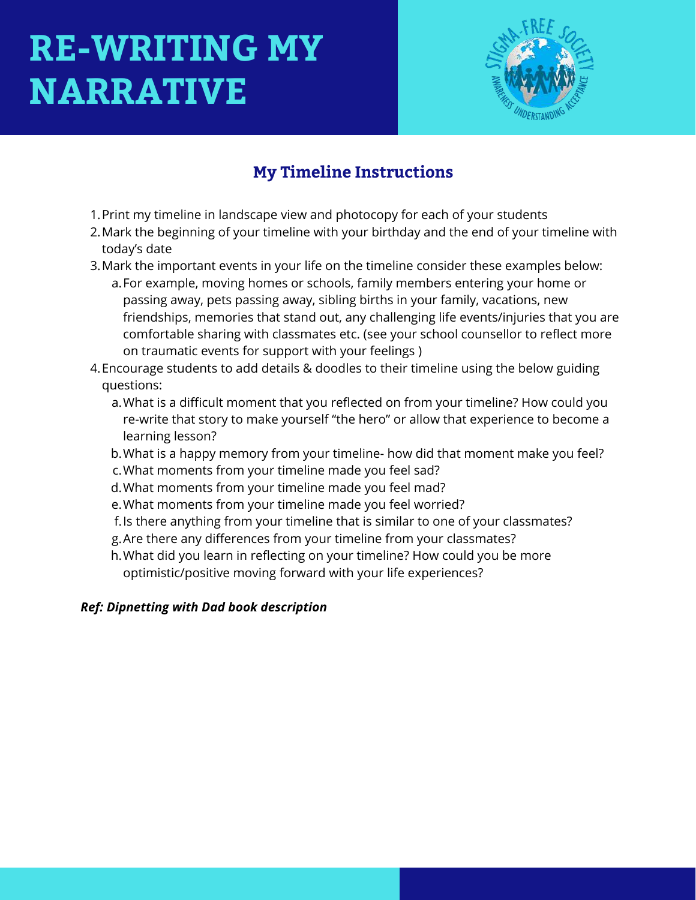# RE-WRITING MY NARRATIVE

## My Timeline Instructions

1. Print my timeline in landscape view and photocopy for each of your students
2. Mark the beginning of your timeline with your birthday and the end of your timeline with today's date
3. Mark the important events in your life on the timeline consider these examples below:
   a. For example, moving homes or schools, family members entering your home or passing away, pets passing away, sibling births in your family, vacations, new friendships, memories that stand out, any challenging life events/injuries that you are comfortable sharing with classmates etc. (see your school counsellor to reflect more on traumatic events for support with your feelings )
4. Encourage students to add details & doodles to their timeline using the below guiding questions:
   a. What is a difficult moment that you reflected on from your timeline? How could you re-write that story to make yourself "the hero" or allow that experience to become a learning lesson?
   b. What is a happy memory from your timeline- how did that moment make you feel?
   c. What moments from your timeline made you feel sad?
   d. What moments from your timeline made you feel mad?
   e. What moments from your timeline made you feel worried?
   f. Is there anything from your timeline that is similar to one of your classmates?
   g. Are there any differences from your timeline from your classmates?
   h. What did you learn in reflecting on your timeline? How could you be more optimistic/positive moving forward with your life experiences?

***Ref: Dipnetting with Dad book description***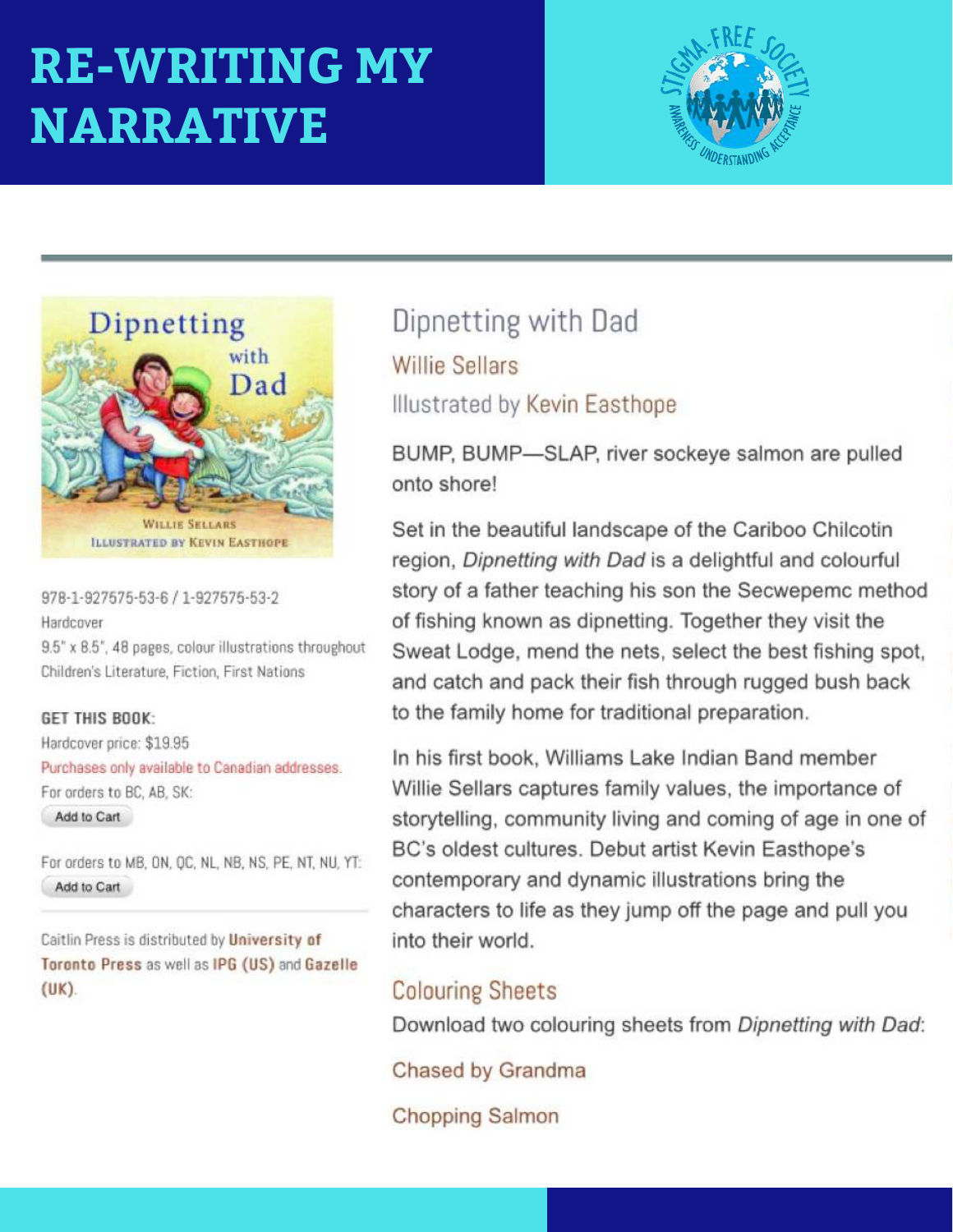# RE-WRITING MY NARRATIVE

STIGMA-FREE SOCIETY
AWARENESS UNDERSTANDING ACCEPTANCE

Dipnetting with Dad

WILLIE SELLARS
ILLUSTRATED BY KEVIN EASTHOPE

978-1-927575-53-6 / 1-927575-53-2
Hardcover
9.5" x 8.5", 48 pages, colour illustrations throughout
Children's Literature, Fiction, First Nations

**GET THIS BOOK:**
Hardcover price: $19.95
Purchases only available to Canadian addresses.
For orders to BC, AB, SK:
Add to Cart

For orders to MB, ON, QC, NL, NB, NS, PE, NT, NU, YT:
Add to Cart

Caitlin Press is distributed by **University of Toronto Press** as well as **IPG (US)** and **Gazelle (UK)**.

## Dipnetting with Dad

Willie Sellars

Illustrated by Kevin Easthope

BUMP, BUMP—SLAP, river sockeye salmon are pulled onto shore!

Set in the beautiful landscape of the Cariboo Chilcotin region, *Dipnetting with Dad* is a delightful and colourful story of a father teaching his son the Secwepemc method of fishing known as dipnetting. Together they visit the Sweat Lodge, mend the nets, select the best fishing spot, and catch and pack their fish through rugged bush back to the family home for traditional preparation.

In his first book, Williams Lake Indian Band member Willie Sellars captures family values, the importance of storytelling, community living and coming of age in one of BC's oldest cultures. Debut artist Kevin Easthope's contemporary and dynamic illustrations bring the characters to life as they jump off the page and pull you into their world.

### Colouring Sheets

Download two colouring sheets from *Dipnetting with Dad*:

Chased by Grandma

Chopping Salmon